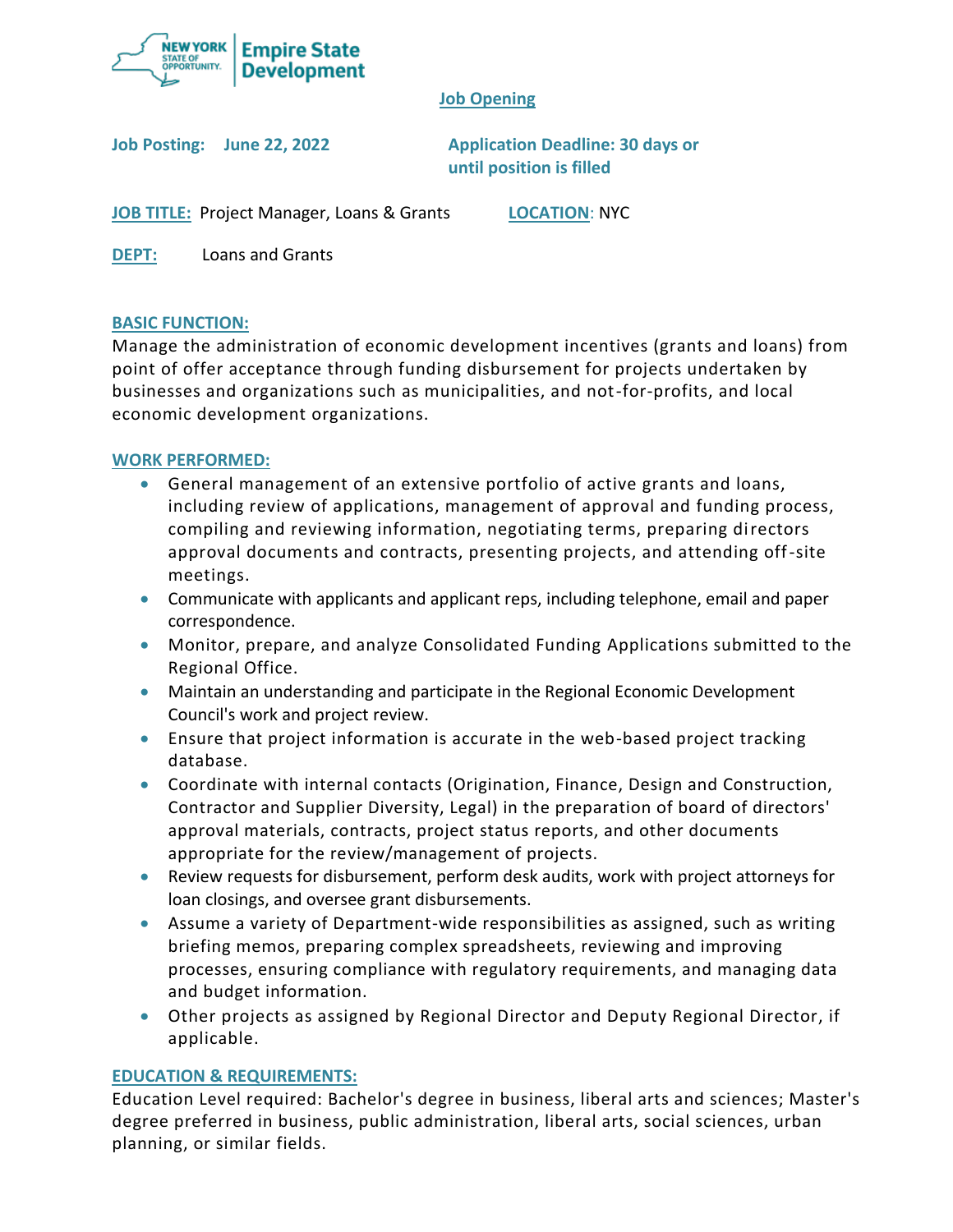**Job Opening**

**Job Posting: June 22, 2022**

**Application Deadline: 30 days or until position is filled**

**JOB TITLE:** Project Manager, Loans & Grants

**LOCATION:** NYC

**DEPT:** Loans and Grants

## BASIC FUNCTION:

Manage the administration of economic development incentives (grants and loans) from point of offer acceptance through funding disbursement for projects undertaken by businesses and organizations such as municipalities, and not-for-profits, and local economic development organizations.

## WORK PERFORMED:

- General management of an extensive portfolio of active grants and loans, including review of applications, management of approval and funding process, compiling and reviewing information, negotiating terms, preparing directors approval documents and contracts, presenting projects, and attending off-site meetings.
- Communicate with applicants and applicant reps, including telephone, email and paper correspondence.
- Monitor, prepare, and analyze Consolidated Funding Applications submitted to the Regional Office.
- Maintain an understanding and participate in the Regional Economic Development Council's work and project review.
- Ensure that project information is accurate in the web-based project tracking database.
- Coordinate with internal contacts (Origination, Finance, Design and Construction, Contractor and Supplier Diversity, Legal) in the preparation of board of directors' approval materials, contracts, project status reports, and other documents appropriate for the review/management of projects.
- Review requests for disbursement, perform desk audits, work with project attorneys for loan closings, and oversee grant disbursements.
- Assume a variety of Department-wide responsibilities as assigned, such as writing briefing memos, preparing complex spreadsheets, reviewing and improving processes, ensuring compliance with regulatory requirements, and managing data and budget information.
- Other projects as assigned by Regional Director and Deputy Regional Director, if applicable.

## EDUCATION & REQUIREMENTS:

Education Level required: Bachelor's degree in business, liberal arts and sciences; Master's degree preferred in business, public administration, liberal arts, social sciences, urban planning, or similar fields.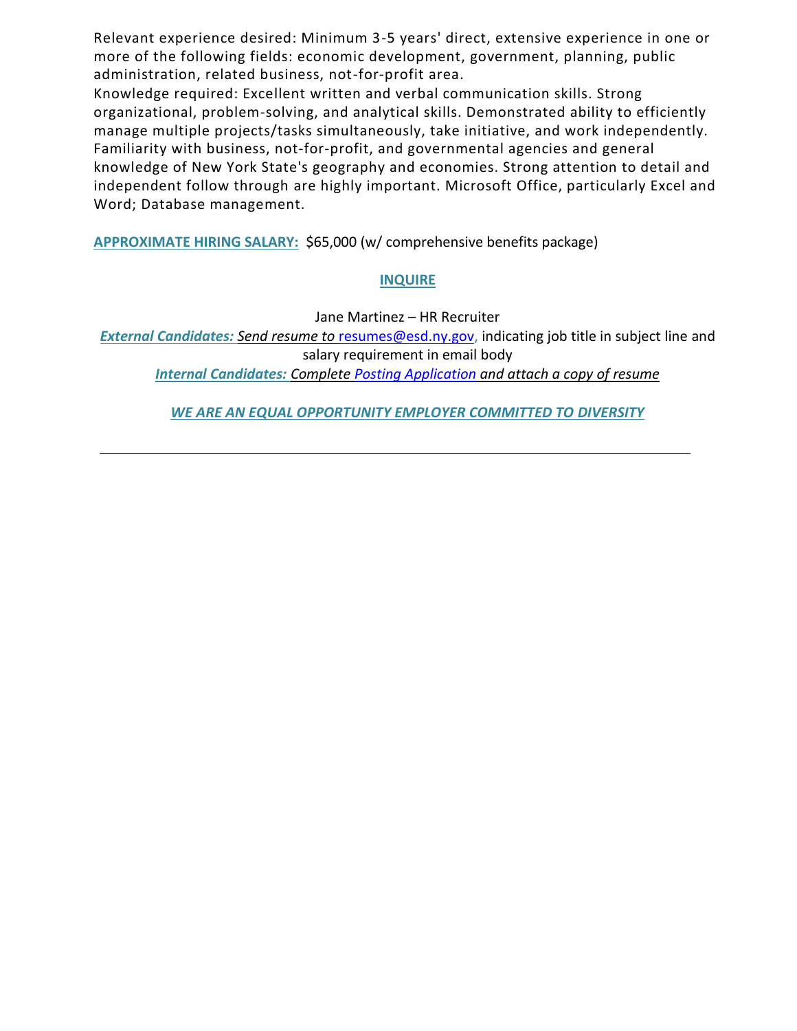Relevant experience desired: Minimum 3-5 years' direct, extensive experience in one or more of the following fields: economic development, government, planning, public administration, related business, not-for-profit area.
Knowledge required: Excellent written and verbal communication skills. Strong organizational, problem-solving, and analytical skills. Demonstrated ability to efficiently manage multiple projects/tasks simultaneously, take initiative, and work independently. Familiarity with business, not-for-profit, and governmental agencies and general knowledge of New York State's geography and economies. Strong attention to detail and independent follow through are highly important. Microsoft Office, particularly Excel and Word; Database management.

**APPROXIMATE HIRING SALARY:** $65,000 (w/ comprehensive benefits package)

**INQUIRE**

Jane Martinez – HR Recruiter

***External Candidates:*** *Send resume to* resumes@esd.ny.gov, indicating job title in subject line and salary requirement in email body

***Internal Candidates:*** *Complete Posting Application and attach a copy of resume*

***WE ARE AN EQUAL OPPORTUNITY EMPLOYER COMMITTED TO DIVERSITY***

---